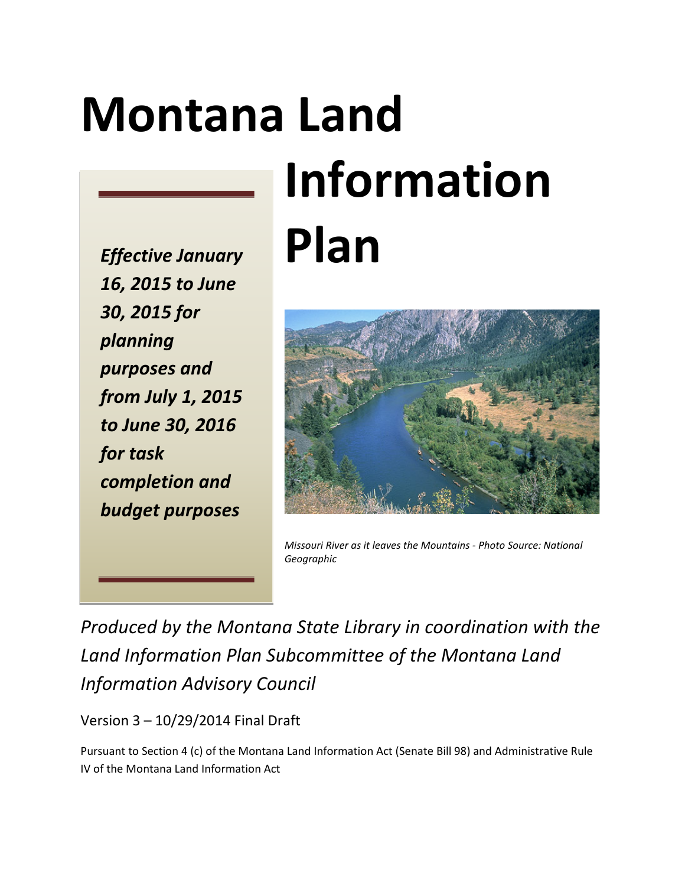# Montana Land Information Plan

*Effective January 16, 2015 to June 30, 2015 for planning purposes and from July 1, 2015 to June 30, 2016 for task completion and budget purposes*

*Missouri River as it leaves the Mountains - Photo Source: National Geographic*

*Produced by the Montana State Library in coordination with the Land Information Plan Subcommittee of the Montana Land Information Advisory Council*

Version 3 – 10/29/2014 Final Draft

Pursuant to Section 4 (c) of the Montana Land Information Act (Senate Bill 98) and Administrative Rule IV of the Montana Land Information Act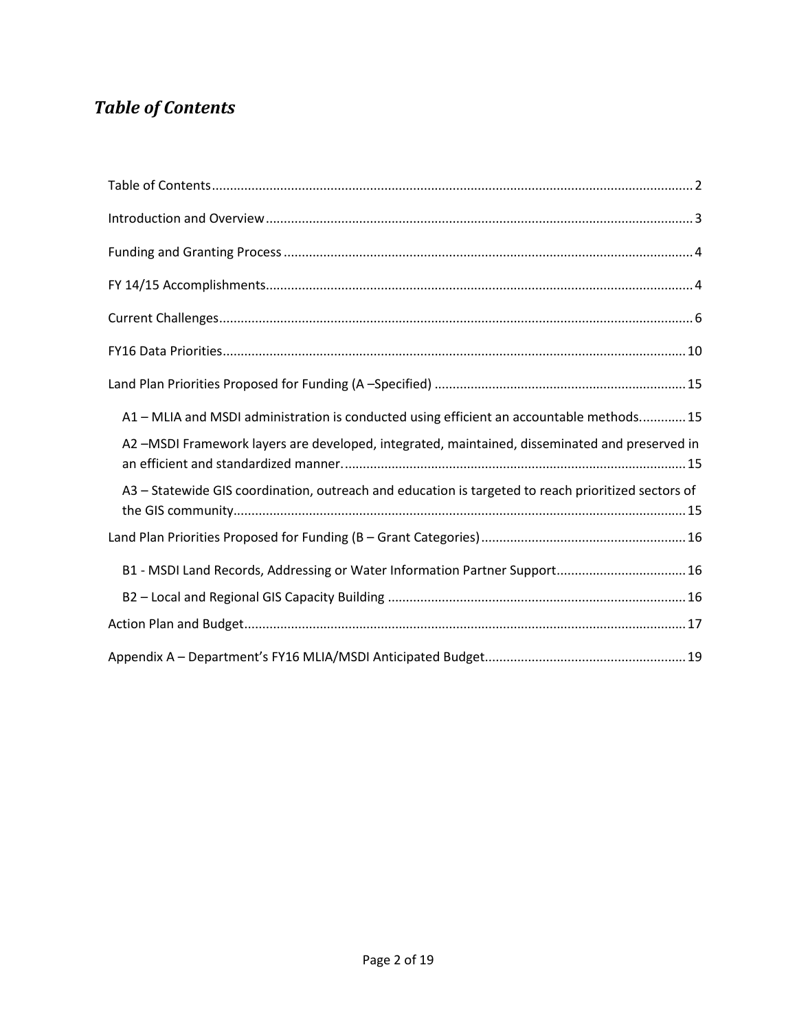# *Table of Contents*

Table of Contents .......... 2

Introduction and Overview .......... 3

Funding and Granting Process .......... 4

FY 14/15 Accomplishments .......... 4

Current Challenges .......... 6

FY16 Data Priorities .......... 10

Land Plan Priorities Proposed for Funding (A –Specified) .......... 15

- A1 – MLIA and MSDI administration is conducted using efficient an accountable methods. .......... 15
- A2 –MSDI Framework layers are developed, integrated, maintained, disseminated and preserved in an efficient and standardized manner. .......... 15
- A3 – Statewide GIS coordination, outreach and education is targeted to reach prioritized sectors of the GIS community .......... 15

Land Plan Priorities Proposed for Funding (B – Grant Categories) .......... 16

- B1 - MSDI Land Records, Addressing or Water Information Partner Support .......... 16
- B2 – Local and Regional GIS Capacity Building .......... 16

Action Plan and Budget .......... 17

Appendix A – Department's FY16 MLIA/MSDI Anticipated Budget .......... 19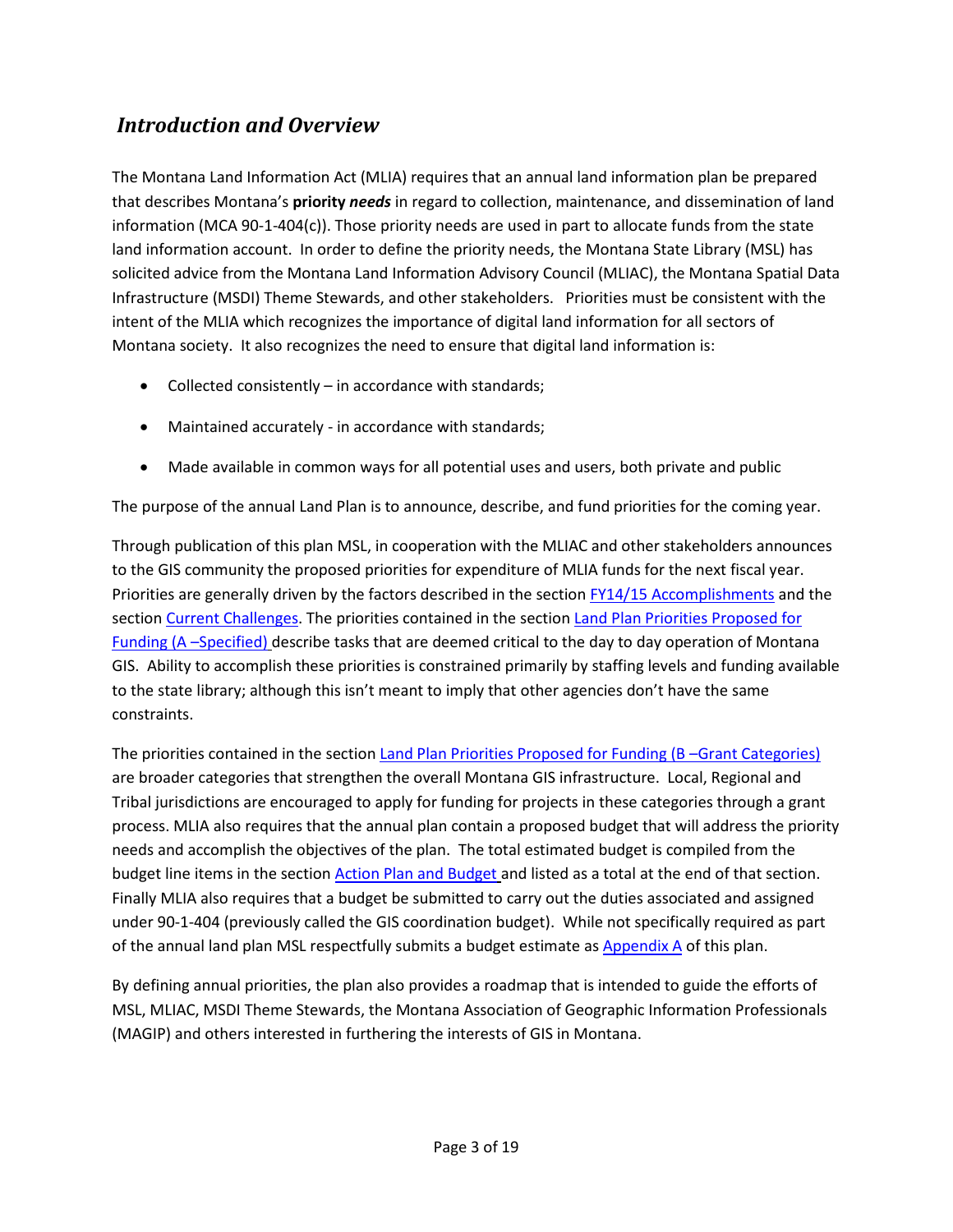## *Introduction and Overview*

The Montana Land Information Act (MLIA) requires that an annual land information plan be prepared that describes Montana's **priority *needs*** in regard to collection, maintenance, and dissemination of land information (MCA 90-1-404(c)). Those priority needs are used in part to allocate funds from the state land information account. In order to define the priority needs, the Montana State Library (MSL) has solicited advice from the Montana Land Information Advisory Council (MLIAC), the Montana Spatial Data Infrastructure (MSDI) Theme Stewards, and other stakeholders. Priorities must be consistent with the intent of the MLIA which recognizes the importance of digital land information for all sectors of Montana society. It also recognizes the need to ensure that digital land information is:

- Collected consistently – in accordance with standards;
- Maintained accurately - in accordance with standards;
- Made available in common ways for all potential uses and users, both private and public

The purpose of the annual Land Plan is to announce, describe, and fund priorities for the coming year.

Through publication of this plan MSL, in cooperation with the MLIAC and other stakeholders announces to the GIS community the proposed priorities for expenditure of MLIA funds for the next fiscal year. Priorities are generally driven by the factors described in the section FY14/15 Accomplishments and the section Current Challenges. The priorities contained in the section Land Plan Priorities Proposed for Funding (A –Specified) describe tasks that are deemed critical to the day to day operation of Montana GIS. Ability to accomplish these priorities is constrained primarily by staffing levels and funding available to the state library; although this isn't meant to imply that other agencies don't have the same constraints.

The priorities contained in the section Land Plan Priorities Proposed for Funding (B –Grant Categories) are broader categories that strengthen the overall Montana GIS infrastructure. Local, Regional and Tribal jurisdictions are encouraged to apply for funding for projects in these categories through a grant process. MLIA also requires that the annual plan contain a proposed budget that will address the priority needs and accomplish the objectives of the plan. The total estimated budget is compiled from the budget line items in the section Action Plan and Budget and listed as a total at the end of that section. Finally MLIA also requires that a budget be submitted to carry out the duties associated and assigned under 90-1-404 (previously called the GIS coordination budget). While not specifically required as part of the annual land plan MSL respectfully submits a budget estimate as Appendix A of this plan.

By defining annual priorities, the plan also provides a roadmap that is intended to guide the efforts of MSL, MLIAC, MSDI Theme Stewards, the Montana Association of Geographic Information Professionals (MAGIP) and others interested in furthering the interests of GIS in Montana.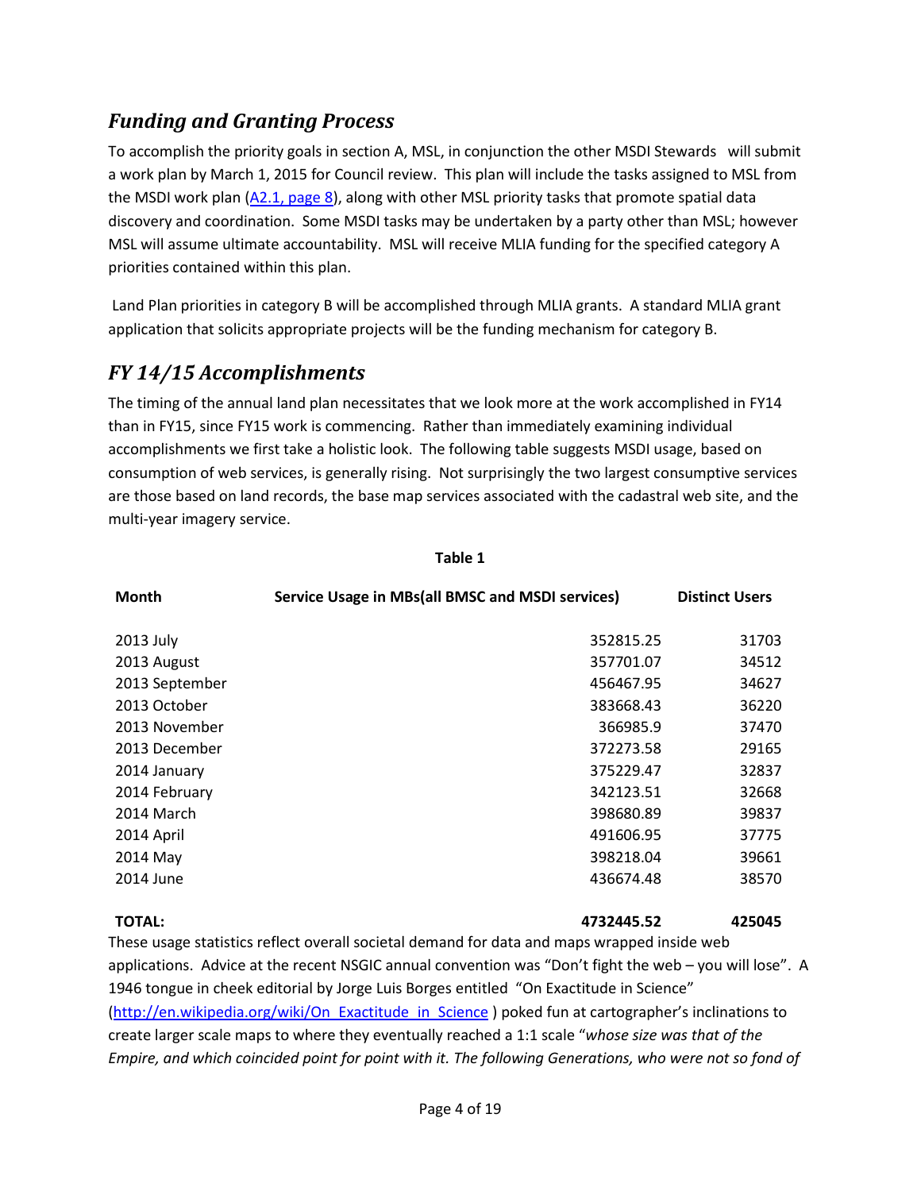## *Funding and Granting Process*

To accomplish the priority goals in section A, MSL, in conjunction the other MSDI Stewards will submit a work plan by March 1, 2015 for Council review. This plan will include the tasks assigned to MSL from the MSDI work plan ([A2.1, page 8](#)), along with other MSL priority tasks that promote spatial data discovery and coordination. Some MSDI tasks may be undertaken by a party other than MSL; however MSL will assume ultimate accountability. MSL will receive MLIA funding for the specified category A priorities contained within this plan.

Land Plan priorities in category B will be accomplished through MLIA grants. A standard MLIA grant application that solicits appropriate projects will be the funding mechanism for category B.

## *FY 14/15 Accomplishments*

The timing of the annual land plan necessitates that we look more at the work accomplished in FY14 than in FY15, since FY15 work is commencing. Rather than immediately examining individual accomplishments we first take a holistic look. The following table suggests MSDI usage, based on consumption of web services, is generally rising. Not surprisingly the two largest consumptive services are those based on land records, the base map services associated with the cadastral web site, and the multi-year imagery service.

**Table 1**

| Month | Service Usage in MBs(all BMSC and MSDI services) | Distinct Users |
|---|---|---|
| 2013 July | 352815.25 | 31703 |
| 2013 August | 357701.07 | 34512 |
| 2013 September | 456467.95 | 34627 |
| 2013 October | 383668.43 | 36220 |
| 2013 November | 366985.9 | 37470 |
| 2013 December | 372273.58 | 29165 |
| 2014 January | 375229.47 | 32837 |
| 2014 February | 342123.51 | 32668 |
| 2014 March | 398680.89 | 39837 |
| 2014 April | 491606.95 | 37775 |
| 2014 May | 398218.04 | 39661 |
| 2014 June | 436674.48 | 38570 |
| **TOTAL:** | **4732445.52** | **425045** |

These usage statistics reflect overall societal demand for data and maps wrapped inside web applications. Advice at the recent NSGIC annual convention was "Don't fight the web – you will lose". A 1946 tongue in cheek editorial by Jorge Luis Borges entitled "On Exactitude in Science" ([http://en.wikipedia.org/wiki/On_Exactitude_in_Science](http://en.wikipedia.org/wiki/On_Exactitude_in_Science) ) poked fun at cartographer's inclinations to create larger scale maps to where they eventually reached a 1:1 scale "*whose size was that of the Empire, and which coincided point for point with it. The following Generations, who were not so fond of*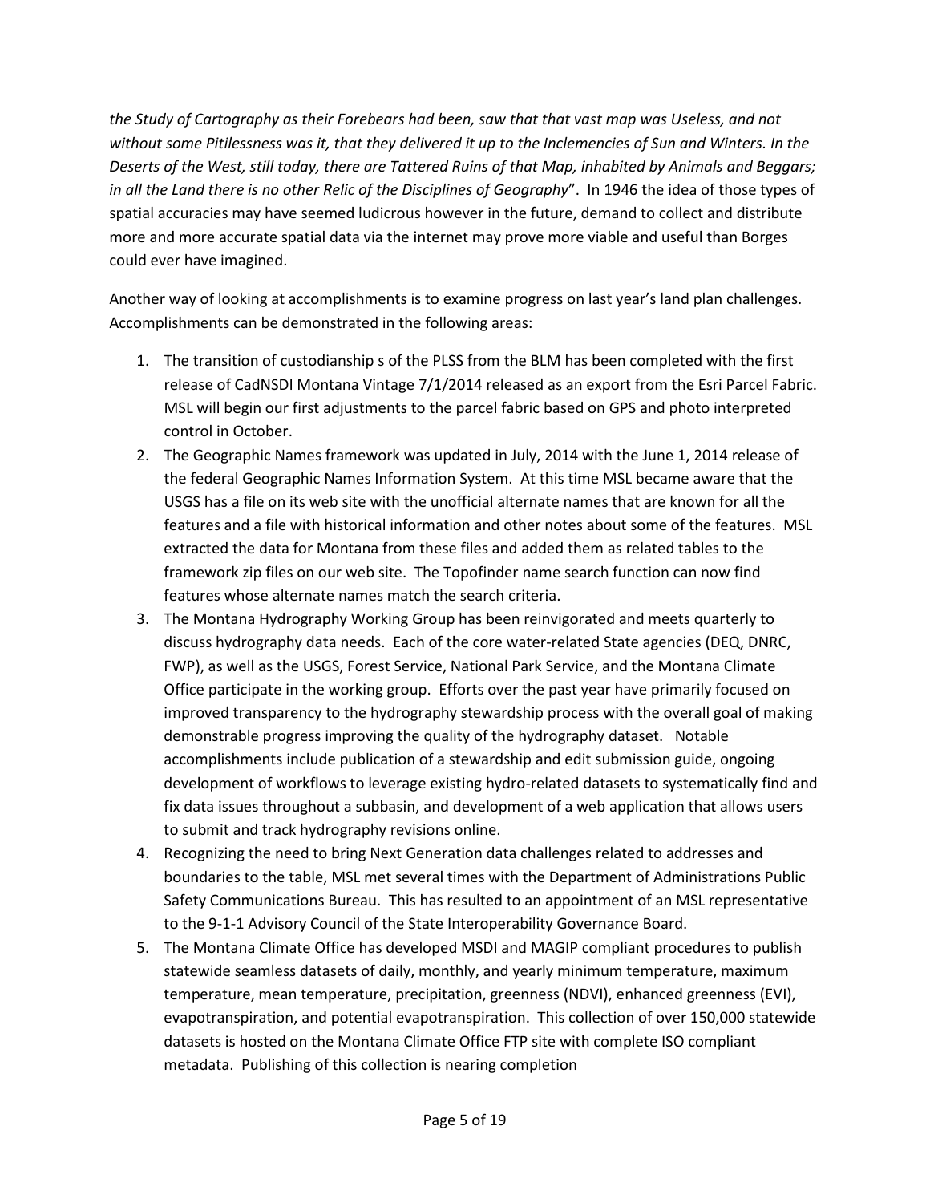*the Study of Cartography as their Forebears had been, saw that that vast map was Useless, and not without some Pitilessness was it, that they delivered it up to the Inclemencies of Sun and Winters. In the Deserts of the West, still today, there are Tattered Ruins of that Map, inhabited by Animals and Beggars; in all the Land there is no other Relic of the Disciplines of Geography*". In 1946 the idea of those types of spatial accuracies may have seemed ludicrous however in the future, demand to collect and distribute more and more accurate spatial data via the internet may prove more viable and useful than Borges could ever have imagined.

Another way of looking at accomplishments is to examine progress on last year's land plan challenges. Accomplishments can be demonstrated in the following areas:

1. The transition of custodianship s of the PLSS from the BLM has been completed with the first release of CadNSDI Montana Vintage 7/1/2014 released as an export from the Esri Parcel Fabric. MSL will begin our first adjustments to the parcel fabric based on GPS and photo interpreted control in October.
2. The Geographic Names framework was updated in July, 2014 with the June 1, 2014 release of the federal Geographic Names Information System. At this time MSL became aware that the USGS has a file on its web site with the unofficial alternate names that are known for all the features and a file with historical information and other notes about some of the features. MSL extracted the data for Montana from these files and added them as related tables to the framework zip files on our web site. The Topofinder name search function can now find features whose alternate names match the search criteria.
3. The Montana Hydrography Working Group has been reinvigorated and meets quarterly to discuss hydrography data needs. Each of the core water-related State agencies (DEQ, DNRC, FWP), as well as the USGS, Forest Service, National Park Service, and the Montana Climate Office participate in the working group. Efforts over the past year have primarily focused on improved transparency to the hydrography stewardship process with the overall goal of making demonstrable progress improving the quality of the hydrography dataset. Notable accomplishments include publication of a stewardship and edit submission guide, ongoing development of workflows to leverage existing hydro-related datasets to systematically find and fix data issues throughout a subbasin, and development of a web application that allows users to submit and track hydrography revisions online.
4. Recognizing the need to bring Next Generation data challenges related to addresses and boundaries to the table, MSL met several times with the Department of Administrations Public Safety Communications Bureau. This has resulted to an appointment of an MSL representative to the 9-1-1 Advisory Council of the State Interoperability Governance Board.
5. The Montana Climate Office has developed MSDI and MAGIP compliant procedures to publish statewide seamless datasets of daily, monthly, and yearly minimum temperature, maximum temperature, mean temperature, precipitation, greenness (NDVI), enhanced greenness (EVI), evapotranspiration, and potential evapotranspiration. This collection of over 150,000 statewide datasets is hosted on the Montana Climate Office FTP site with complete ISO compliant metadata. Publishing of this collection is nearing completion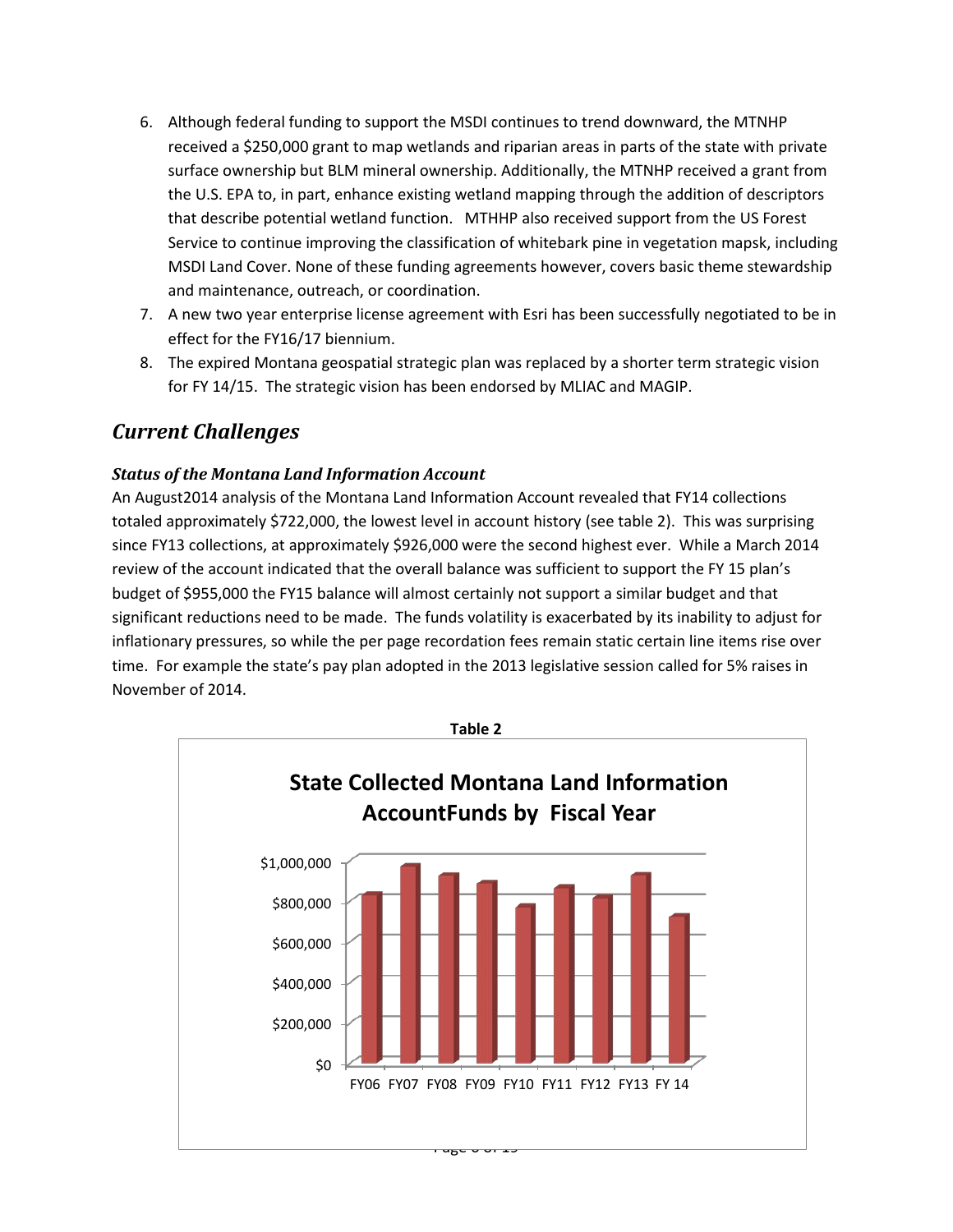6. Although federal funding to support the MSDI continues to trend downward, the MTNHP received a $250,000 grant to map wetlands and riparian areas in parts of the state with private surface ownership but BLM mineral ownership. Additionally, the MTNHP received a grant from the U.S. EPA to, in part, enhance existing wetland mapping through the addition of descriptors that describe potential wetland function. MTHHP also received support from the US Forest Service to continue improving the classification of whitebark pine in vegetation mapsk, including MSDI Land Cover. None of these funding agreements however, covers basic theme stewardship and maintenance, outreach, or coordination.
7. A new two year enterprise license agreement with Esri has been successfully negotiated to be in effect for the FY16/17 biennium.
8. The expired Montana geospatial strategic plan was replaced by a shorter term strategic vision for FY 14/15. The strategic vision has been endorsed by MLIAC and MAGIP.

## *Current Challenges*

### *Status of the Montana Land Information Account*

An August2014 analysis of the Montana Land Information Account revealed that FY14 collections totaled approximately $722,000, the lowest level in account history (see table 2). This was surprising since FY13 collections, at approximately $926,000 were the second highest ever. While a March 2014 review of the account indicated that the overall balance was sufficient to support the FY 15 plan's budget of $955,000 the FY15 balance will almost certainly not support a similar budget and that significant reductions need to be made. The funds volatility is exacerbated by its inability to adjust for inflationary pressures, so while the per page recordation fees remain static certain line items rise over time. For example the state's pay plan adopted in the 2013 legislative session called for 5% raises in November of 2014.

**Table 2**

**State Collected Montana Land Information AccountFunds by Fiscal Year**

| Fiscal Year | Funds (approx.) |
|---|---|
| FY06 | $830,000 |
| FY07 | $970,000 |
| FY08 | $920,000 |
| FY09 | $885,000 |
| FY10 | $765,000 |
| FY11 | $865,000 |
| FY12 | $815,000 |
| FY13 | $926,000 |
| FY 14 | $722,000 |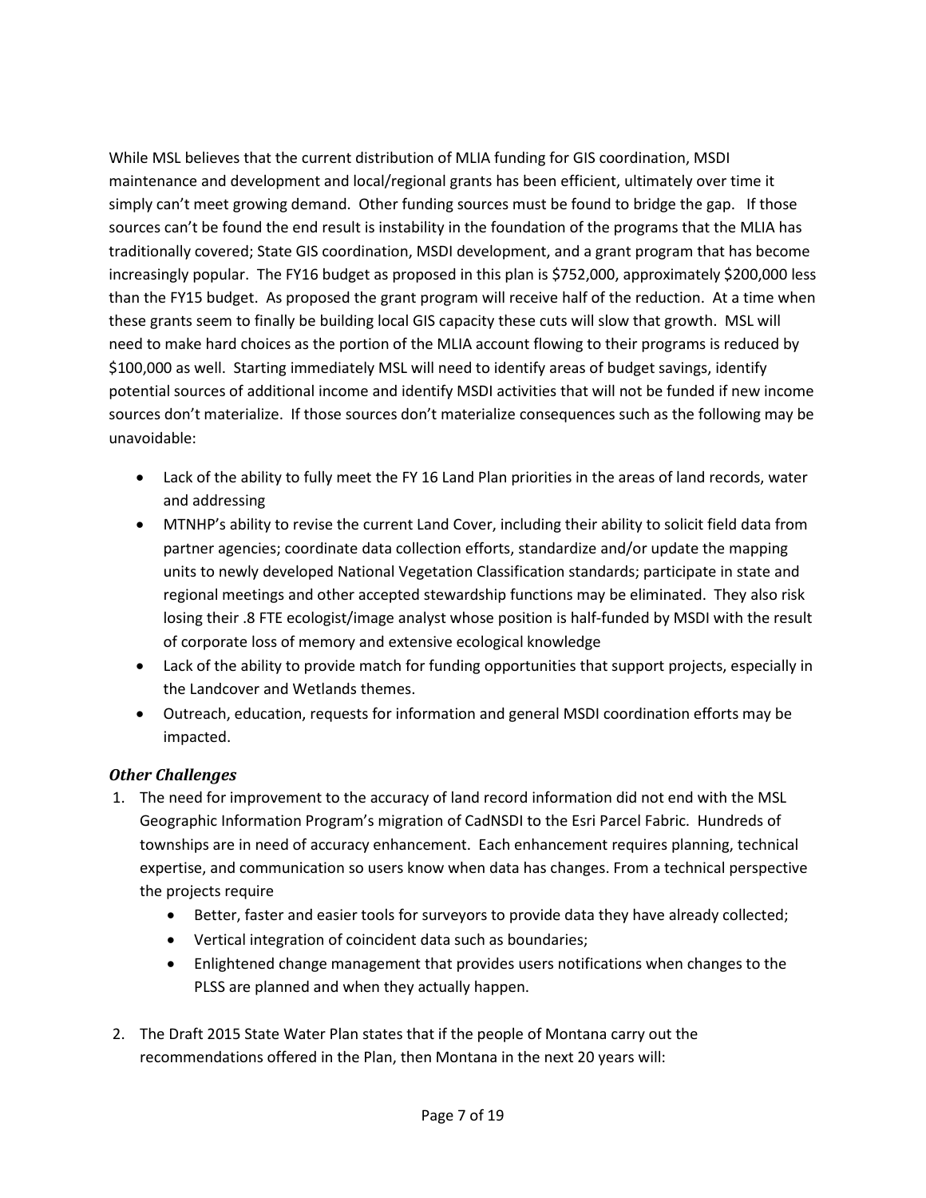While MSL believes that the current distribution of MLIA funding for GIS coordination, MSDI maintenance and development and local/regional grants has been efficient, ultimately over time it simply can't meet growing demand. Other funding sources must be found to bridge the gap. If those sources can't be found the end result is instability in the foundation of the programs that the MLIA has traditionally covered; State GIS coordination, MSDI development, and a grant program that has become increasingly popular. The FY16 budget as proposed in this plan is $752,000, approximately $200,000 less than the FY15 budget. As proposed the grant program will receive half of the reduction. At a time when these grants seem to finally be building local GIS capacity these cuts will slow that growth. MSL will need to make hard choices as the portion of the MLIA account flowing to their programs is reduced by $100,000 as well. Starting immediately MSL will need to identify areas of budget savings, identify potential sources of additional income and identify MSDI activities that will not be funded if new income sources don't materialize. If those sources don't materialize consequences such as the following may be unavoidable:

- Lack of the ability to fully meet the FY 16 Land Plan priorities in the areas of land records, water and addressing
- MTNHP's ability to revise the current Land Cover, including their ability to solicit field data from partner agencies; coordinate data collection efforts, standardize and/or update the mapping units to newly developed National Vegetation Classification standards; participate in state and regional meetings and other accepted stewardship functions may be eliminated. They also risk losing their .8 FTE ecologist/image analyst whose position is half-funded by MSDI with the result of corporate loss of memory and extensive ecological knowledge
- Lack of the ability to provide match for funding opportunities that support projects, especially in the Landcover and Wetlands themes.
- Outreach, education, requests for information and general MSDI coordination efforts may be impacted.

### *Other Challenges*

1. The need for improvement to the accuracy of land record information did not end with the MSL Geographic Information Program's migration of CadNSDI to the Esri Parcel Fabric. Hundreds of townships are in need of accuracy enhancement. Each enhancement requires planning, technical expertise, and communication so users know when data has changes. From a technical perspective the projects require
    - Better, faster and easier tools for surveyors to provide data they have already collected;
    - Vertical integration of coincident data such as boundaries;
    - Enlightened change management that provides users notifications when changes to the PLSS are planned and when they actually happen.

2. The Draft 2015 State Water Plan states that if the people of Montana carry out the recommendations offered in the Plan, then Montana in the next 20 years will: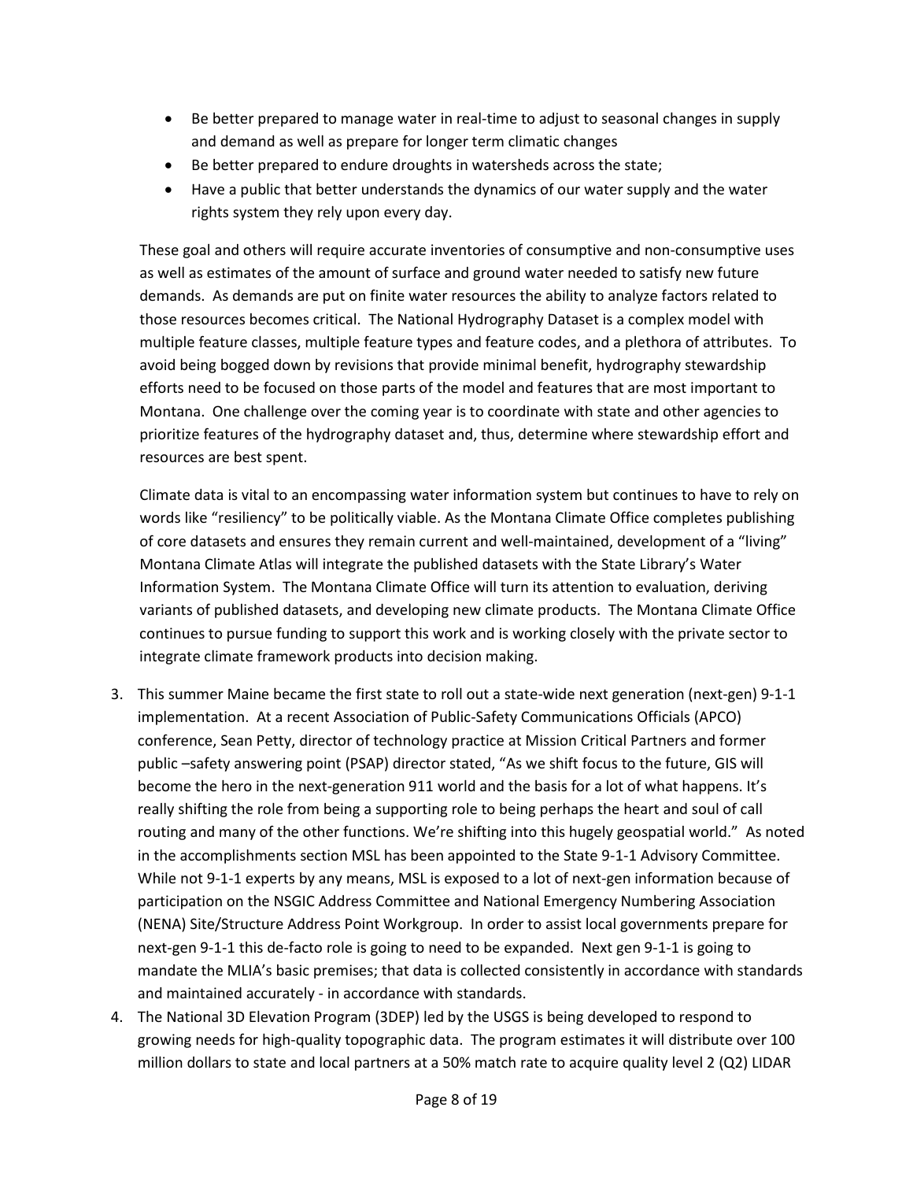- Be better prepared to manage water in real-time to adjust to seasonal changes in supply and demand as well as prepare for longer term climatic changes
- Be better prepared to endure droughts in watersheds across the state;
- Have a public that better understands the dynamics of our water supply and the water rights system they rely upon every day.

These goal and others will require accurate inventories of consumptive and non-consumptive uses as well as estimates of the amount of surface and ground water needed to satisfy new future demands. As demands are put on finite water resources the ability to analyze factors related to those resources becomes critical. The National Hydrography Dataset is a complex model with multiple feature classes, multiple feature types and feature codes, and a plethora of attributes. To avoid being bogged down by revisions that provide minimal benefit, hydrography stewardship efforts need to be focused on those parts of the model and features that are most important to Montana. One challenge over the coming year is to coordinate with state and other agencies to prioritize features of the hydrography dataset and, thus, determine where stewardship effort and resources are best spent.

Climate data is vital to an encompassing water information system but continues to have to rely on words like "resiliency" to be politically viable. As the Montana Climate Office completes publishing of core datasets and ensures they remain current and well-maintained, development of a "living" Montana Climate Atlas will integrate the published datasets with the State Library's Water Information System. The Montana Climate Office will turn its attention to evaluation, deriving variants of published datasets, and developing new climate products. The Montana Climate Office continues to pursue funding to support this work and is working closely with the private sector to integrate climate framework products into decision making.

3. This summer Maine became the first state to roll out a state-wide next generation (next-gen) 9-1-1 implementation. At a recent Association of Public-Safety Communications Officials (APCO) conference, Sean Petty, director of technology practice at Mission Critical Partners and former public –safety answering point (PSAP) director stated, "As we shift focus to the future, GIS will become the hero in the next-generation 911 world and the basis for a lot of what happens. It's really shifting the role from being a supporting role to being perhaps the heart and soul of call routing and many of the other functions. We're shifting into this hugely geospatial world." As noted in the accomplishments section MSL has been appointed to the State 9-1-1 Advisory Committee. While not 9-1-1 experts by any means, MSL is exposed to a lot of next-gen information because of participation on the NSGIC Address Committee and National Emergency Numbering Association (NENA) Site/Structure Address Point Workgroup. In order to assist local governments prepare for next-gen 9-1-1 this de-facto role is going to need to be expanded. Next gen 9-1-1 is going to mandate the MLIA's basic premises; that data is collected consistently in accordance with standards and maintained accurately - in accordance with standards.
4. The National 3D Elevation Program (3DEP) led by the USGS is being developed to respond to growing needs for high-quality topographic data. The program estimates it will distribute over 100 million dollars to state and local partners at a 50% match rate to acquire quality level 2 (Q2) LIDAR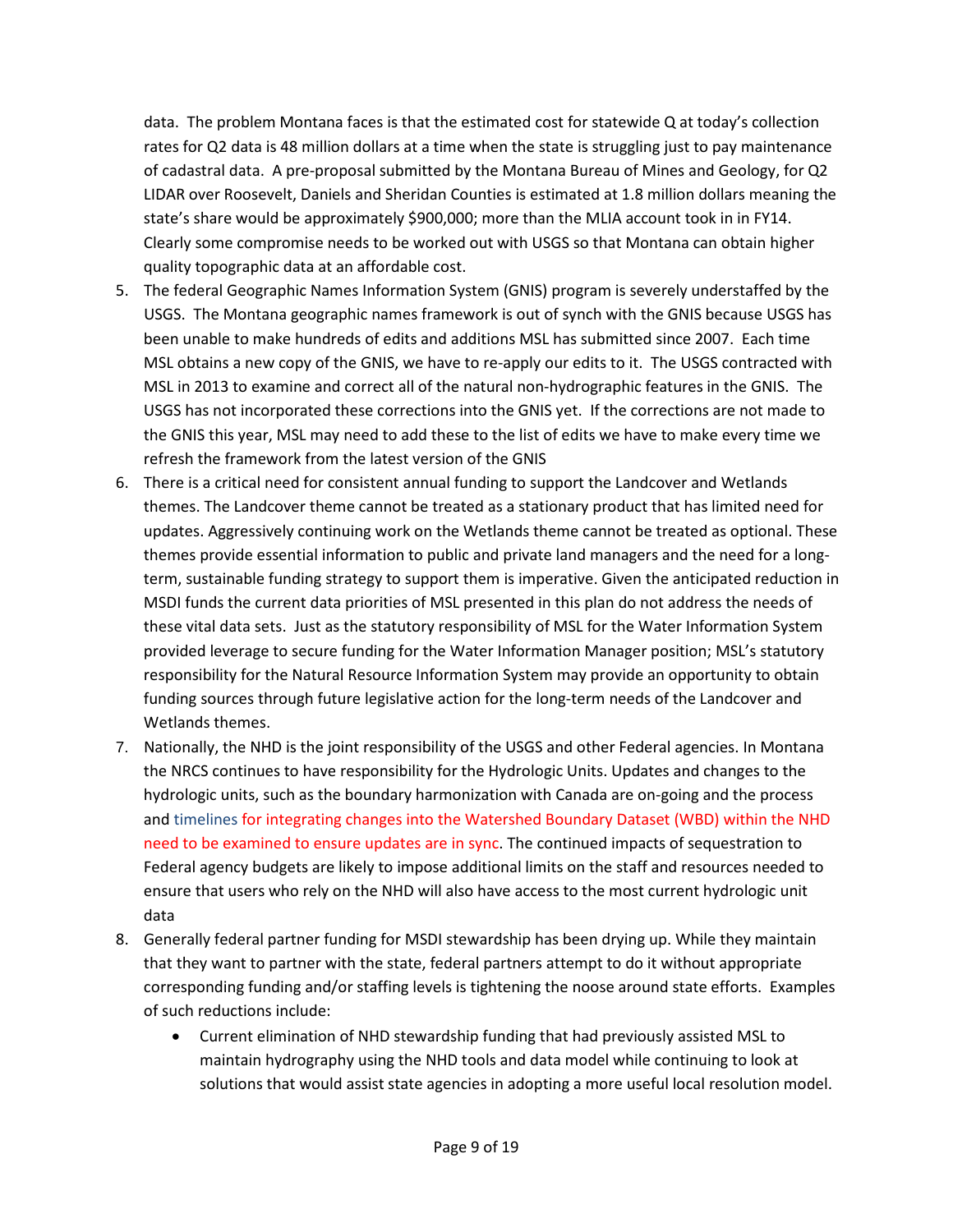data. The problem Montana faces is that the estimated cost for statewide Q at today's collection rates for Q2 data is 48 million dollars at a time when the state is struggling just to pay maintenance of cadastral data. A pre-proposal submitted by the Montana Bureau of Mines and Geology, for Q2 LIDAR over Roosevelt, Daniels and Sheridan Counties is estimated at 1.8 million dollars meaning the state's share would be approximately $900,000; more than the MLIA account took in in FY14. Clearly some compromise needs to be worked out with USGS so that Montana can obtain higher quality topographic data at an affordable cost.

5. The federal Geographic Names Information System (GNIS) program is severely understaffed by the USGS. The Montana geographic names framework is out of synch with the GNIS because USGS has been unable to make hundreds of edits and additions MSL has submitted since 2007. Each time MSL obtains a new copy of the GNIS, we have to re-apply our edits to it. The USGS contracted with MSL in 2013 to examine and correct all of the natural non-hydrographic features in the GNIS. The USGS has not incorporated these corrections into the GNIS yet. If the corrections are not made to the GNIS this year, MSL may need to add these to the list of edits we have to make every time we refresh the framework from the latest version of the GNIS
6. There is a critical need for consistent annual funding to support the Landcover and Wetlands themes. The Landcover theme cannot be treated as a stationary product that has limited need for updates. Aggressively continuing work on the Wetlands theme cannot be treated as optional. These themes provide essential information to public and private land managers and the need for a long-term, sustainable funding strategy to support them is imperative. Given the anticipated reduction in MSDI funds the current data priorities of MSL presented in this plan do not address the needs of these vital data sets. Just as the statutory responsibility of MSL for the Water Information System provided leverage to secure funding for the Water Information Manager position; MSL's statutory responsibility for the Natural Resource Information System may provide an opportunity to obtain funding sources through future legislative action for the long-term needs of the Landcover and Wetlands themes.
7. Nationally, the NHD is the joint responsibility of the USGS and other Federal agencies. In Montana the NRCS continues to have responsibility for the Hydrologic Units. Updates and changes to the hydrologic units, such as the boundary harmonization with Canada are on-going and the process and timelines for integrating changes into the Watershed Boundary Dataset (WBD) within the NHD need to be examined to ensure updates are in sync. The continued impacts of sequestration to Federal agency budgets are likely to impose additional limits on the staff and resources needed to ensure that users who rely on the NHD will also have access to the most current hydrologic unit data
8. Generally federal partner funding for MSDI stewardship has been drying up. While they maintain that they want to partner with the state, federal partners attempt to do it without appropriate corresponding funding and/or staffing levels is tightening the noose around state efforts. Examples of such reductions include:
   - Current elimination of NHD stewardship funding that had previously assisted MSL to maintain hydrography using the NHD tools and data model while continuing to look at solutions that would assist state agencies in adopting a more useful local resolution model.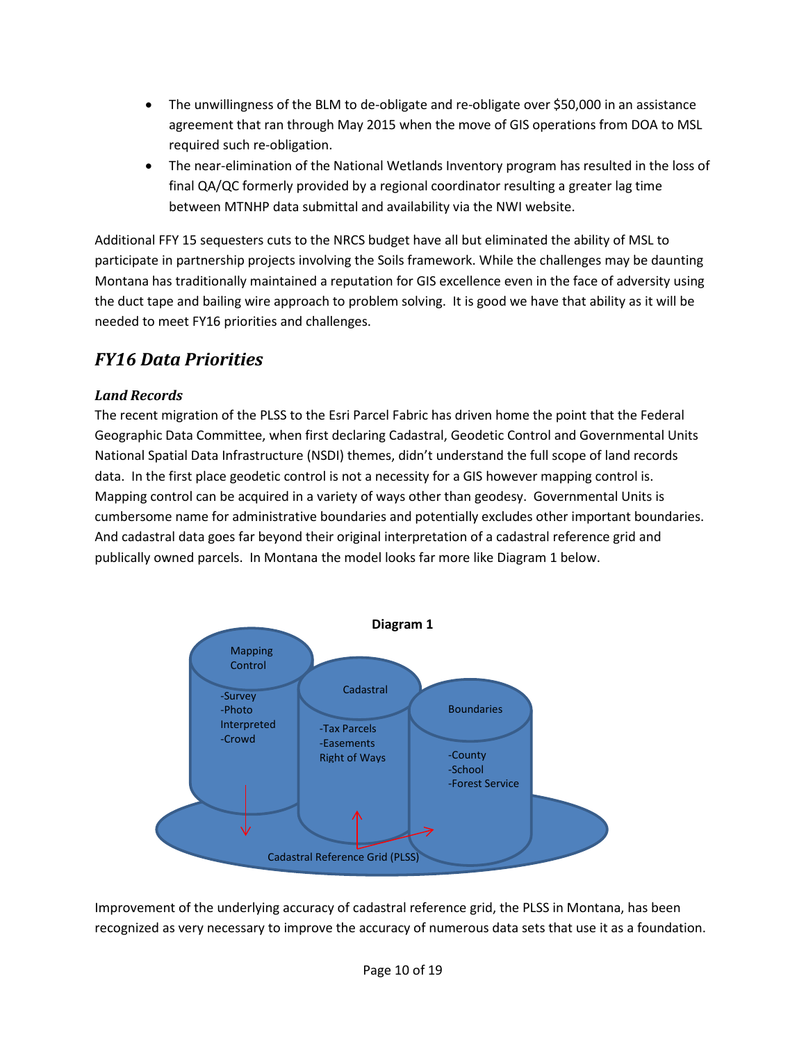- The unwillingness of the BLM to de-obligate and re-obligate over $50,000 in an assistance agreement that ran through May 2015 when the move of GIS operations from DOA to MSL required such re-obligation.
- The near-elimination of the National Wetlands Inventory program has resulted in the loss of final QA/QC formerly provided by a regional coordinator resulting a greater lag time between MTNHP data submittal and availability via the NWI website.

Additional FFY 15 sequesters cuts to the NRCS budget have all but eliminated the ability of MSL to participate in partnership projects involving the Soils framework. While the challenges may be daunting Montana has traditionally maintained a reputation for GIS excellence even in the face of adversity using the duct tape and bailing wire approach to problem solving. It is good we have that ability as it will be needed to meet FY16 priorities and challenges.

## *FY16 Data Priorities*

### *Land Records*

The recent migration of the PLSS to the Esri Parcel Fabric has driven home the point that the Federal Geographic Data Committee, when first declaring Cadastral, Geodetic Control and Governmental Units National Spatial Data Infrastructure (NSDI) themes, didn't understand the full scope of land records data. In the first place geodetic control is not a necessity for a GIS however mapping control is. Mapping control can be acquired in a variety of ways other than geodesy. Governmental Units is cumbersome name for administrative boundaries and potentially excludes other important boundaries. And cadastral data goes far beyond their original interpretation of a cadastral reference grid and publically owned parcels. In Montana the model looks far more like Diagram 1 below.

**Diagram 1**

Mapping Control: -Survey, -Photo Interpreted, -Crowd

Cadastral: -Tax Parcels, -Easements Right of Ways

Boundaries: -County, -School, -Forest Service

Cadastral Reference Grid (PLSS)

Improvement of the underlying accuracy of cadastral reference grid, the PLSS in Montana, has been recognized as very necessary to improve the accuracy of numerous data sets that use it as a foundation.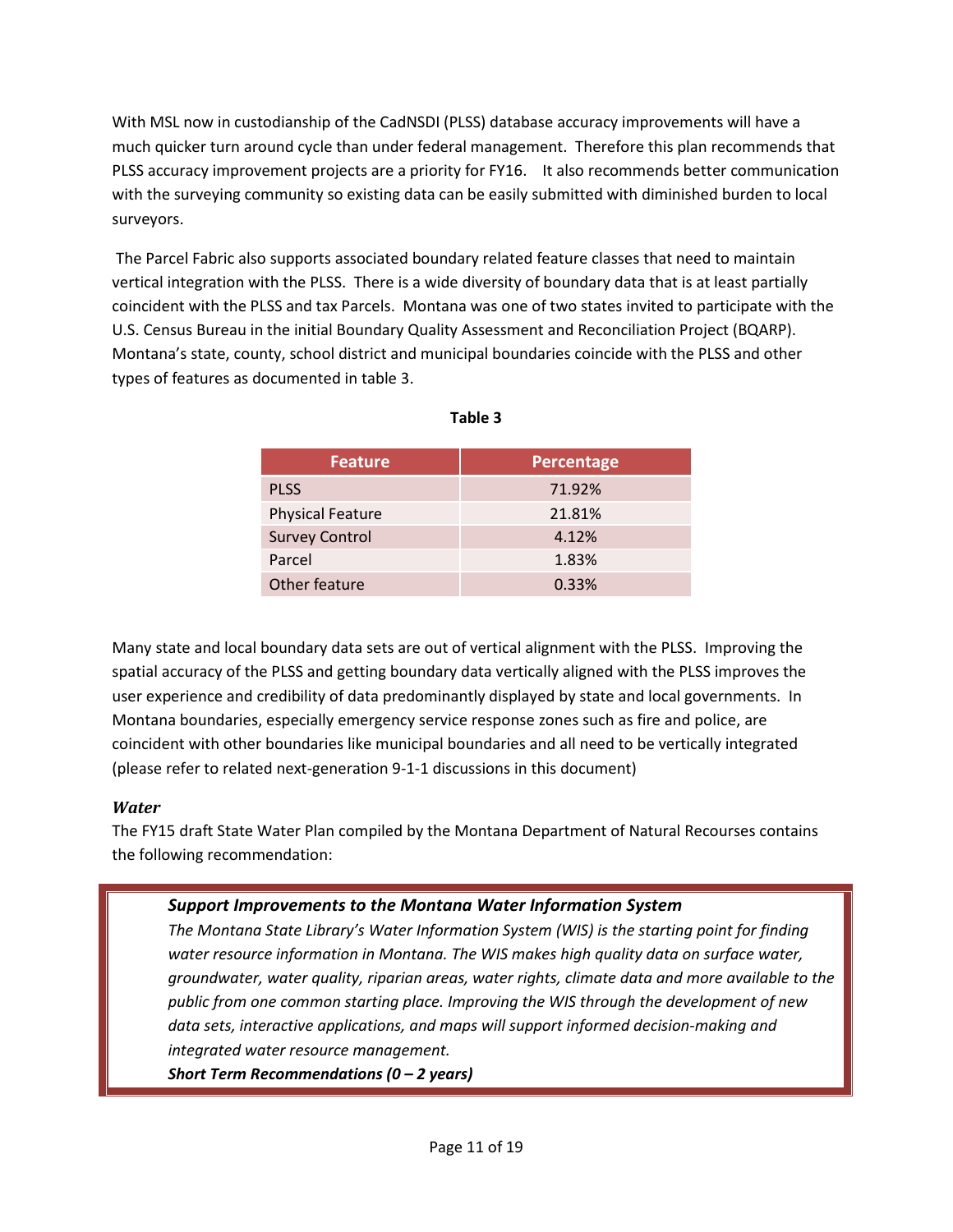With MSL now in custodianship of the CadNSDI (PLSS) database accuracy improvements will have a much quicker turn around cycle than under federal management. Therefore this plan recommends that PLSS accuracy improvement projects are a priority for FY16. It also recommends better communication with the surveying community so existing data can be easily submitted with diminished burden to local surveyors.

The Parcel Fabric also supports associated boundary related feature classes that need to maintain vertical integration with the PLSS. There is a wide diversity of boundary data that is at least partially coincident with the PLSS and tax Parcels. Montana was one of two states invited to participate with the U.S. Census Bureau in the initial Boundary Quality Assessment and Reconciliation Project (BQARP). Montana's state, county, school district and municipal boundaries coincide with the PLSS and other types of features as documented in table 3.

**Table 3**

| Feature | Percentage |
|---|---|
| PLSS | 71.92% |
| Physical Feature | 21.81% |
| Survey Control | 4.12% |
| Parcel | 1.83% |
| Other feature | 0.33% |

Many state and local boundary data sets are out of vertical alignment with the PLSS. Improving the spatial accuracy of the PLSS and getting boundary data vertically aligned with the PLSS improves the user experience and credibility of data predominantly displayed by state and local governments. In Montana boundaries, especially emergency service response zones such as fire and police, are coincident with other boundaries like municipal boundaries and all need to be vertically integrated (please refer to related next-generation 9-1-1 discussions in this document)

### *Water*

The FY15 draft State Water Plan compiled by the Montana Department of Natural Recourses contains the following recommendation:

> ***Support Improvements to the Montana Water Information System***
>
> *The Montana State Library's Water Information System (WIS) is the starting point for finding water resource information in Montana. The WIS makes high quality data on surface water, groundwater, water quality, riparian areas, water rights, climate data and more available to the public from one common starting place. Improving the WIS through the development of new data sets, interactive applications, and maps will support informed decision-making and integrated water resource management.*
>
> ***Short Term Recommendations (0 – 2 years)***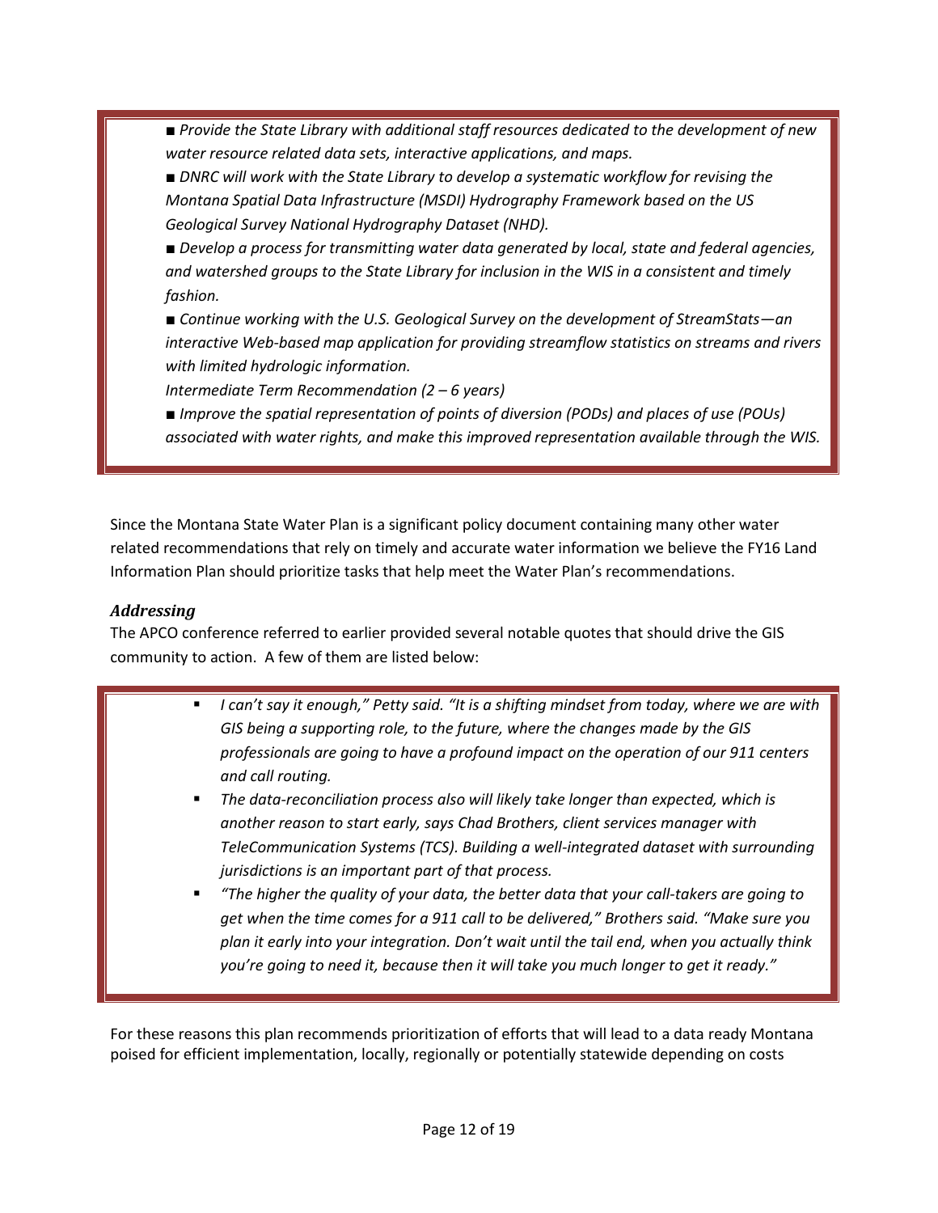■ *Provide the State Library with additional staff resources dedicated to the development of new water resource related data sets, interactive applications, and maps.*

■ *DNRC will work with the State Library to develop a systematic workflow for revising the Montana Spatial Data Infrastructure (MSDI) Hydrography Framework based on the US Geological Survey National Hydrography Dataset (NHD).*

■ *Develop a process for transmitting water data generated by local, state and federal agencies, and watershed groups to the State Library for inclusion in the WIS in a consistent and timely fashion.*

■ *Continue working with the U.S. Geological Survey on the development of StreamStats—an interactive Web-based map application for providing streamflow statistics on streams and rivers with limited hydrologic information.*

*Intermediate Term Recommendation (2 – 6 years)*

■ *Improve the spatial representation of points of diversion (PODs) and places of use (POUs) associated with water rights, and make this improved representation available through the WIS.*

Since the Montana State Water Plan is a significant policy document containing many other water related recommendations that rely on timely and accurate water information we believe the FY16 Land Information Plan should prioritize tasks that help meet the Water Plan's recommendations.

### *Addressing*

The APCO conference referred to earlier provided several notable quotes that should drive the GIS community to action. A few of them are listed below:

- *I can't say it enough," Petty said. "It is a shifting mindset from today, where we are with GIS being a supporting role, to the future, where the changes made by the GIS professionals are going to have a profound impact on the operation of our 911 centers and call routing.*
- *The data-reconciliation process also will likely take longer than expected, which is another reason to start early, says Chad Brothers, client services manager with TeleCommunication Systems (TCS). Building a well-integrated dataset with surrounding jurisdictions is an important part of that process.*
- *"The higher the quality of your data, the better data that your call-takers are going to get when the time comes for a 911 call to be delivered," Brothers said. "Make sure you plan it early into your integration. Don't wait until the tail end, when you actually think you're going to need it, because then it will take you much longer to get it ready."*

For these reasons this plan recommends prioritization of efforts that will lead to a data ready Montana poised for efficient implementation, locally, regionally or potentially statewide depending on costs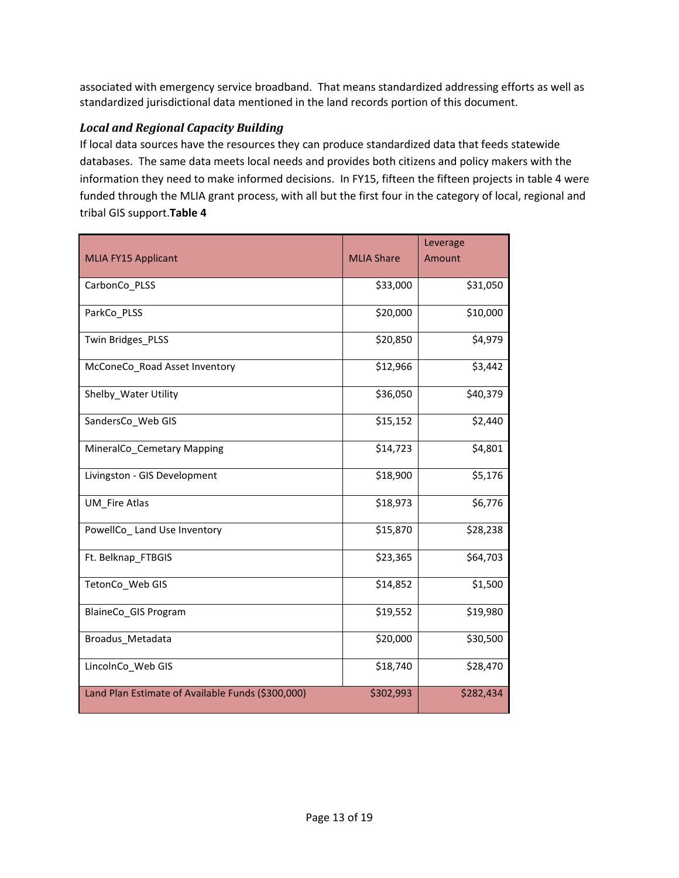associated with emergency service broadband. That means standardized addressing efforts as well as standardized jurisdictional data mentioned in the land records portion of this document.

### *Local and Regional Capacity Building*

If local data sources have the resources they can produce standardized data that feeds statewide databases. The same data meets local needs and provides both citizens and policy makers with the information they need to make informed decisions. In FY15, fifteen the fifteen projects in table 4 were funded through the MLIA grant process, with all but the first four in the category of local, regional and tribal GIS support.**Table 4**

| MLIA FY15 Applicant | MLIA Share | Leverage Amount |
|---|---:|---:|
| CarbonCo_PLSS | $33,000 | $31,050 |
| ParkCo_PLSS | $20,000 | $10,000 |
| Twin Bridges_PLSS | $20,850 | $4,979 |
| McConeCo_Road Asset Inventory | $12,966 | $3,442 |
| Shelby_Water Utility | $36,050 | $40,379 |
| SandersCo_Web GIS | $15,152 | $2,440 |
| MineralCo_Cemetary Mapping | $14,723 | $4,801 |
| Livingston - GIS Development | $18,900 | $5,176 |
| UM_Fire Atlas | $18,973 | $6,776 |
| PowellCo_ Land Use Inventory | $15,870 | $28,238 |
| Ft. Belknap_FTBGIS | $23,365 | $64,703 |
| TetonCo_Web GIS | $14,852 | $1,500 |
| BlaineCo_GIS Program | $19,552 | $19,980 |
| Broadus_Metadata | $20,000 | $30,500 |
| LincolnCo_Web GIS | $18,740 | $28,470 |
| Land Plan Estimate of Available Funds ($300,000) | $302,993 | $282,434 |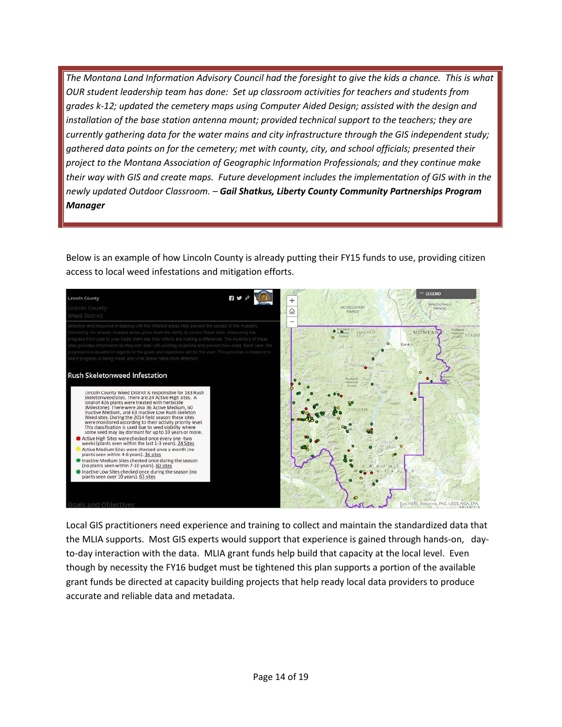*The Montana Land Information Advisory Council had the foresight to give the kids a chance. This is what OUR student leadership team has done: Set up classroom activities for teachers and students from grades k-12; updated the cemetery maps using Computer Aided Design; assisted with the design and installation of the base station antenna mount; provided technical support to the teachers; they are currently gathering data for the water mains and city infrastructure through the GIS independent study; gathered data points on for the cemetery; met with county, city, and school officials; presented their project to the Montana Association of Geographic Information Professionals; and they continue make their way with GIS and create maps. Future development includes the implementation of GIS with in the newly updated Outdoor Classroom. –* ***Gail Shatkus, Liberty County Community Partnerships Program Manager***

Below is an example of how Lincoln County is already putting their FY15 funds to use, providing citizen access to local weed infestations and mitigation efforts.

Lincoln County
Lincoln County
Weed District

detection and response in dealing with the infected areas help prevent the spread of the invaders. Monitoring the already invaded areas gives them the ability to control these sites. Measuring the progress from year to year helps them see their efforts are making a difference. The inventory of these sites provides information so they can deal with existing invasions and prevent new ones. Each year, the progress is evaluated in regards to the goals and objectives set for the year. This provides a measure to see if progress is being made and what areas need more attention.

Rush Skeletonweed Infestation

Lincoln County Weed District is responsible for 183 Rush Skeletonweed sites. There are 24 Active High sites. A total of 426 plants were treated with herbicide (Milestone). There were also 36 Active Medium, 60 Inactive Medium, and 63 Inactive Low Rush Skeleton Weed sites. During the 2014 field season these sites were monitored according to their activity priority level. This classification is used due to seed viability where some seed may lay dormant for up to 10 years or more.

- Active High Sites were checked once every one -two weeks (plants seen within the last 1-3 years). 24 Sites
- Active Medium Sites were checked once a month (no plants seen within 4-6 years). 36 sites
- Inactive Medium Sites checked once during the season (no plants seen within 7-10 years). 60 sites
- Inactive Low Sites checked once during the season (no plants seen over 10 years). 63 sites

Goals and Objectives

Local GIS practitioners need experience and training to collect and maintain the standardized data that the MLIA supports. Most GIS experts would support that experience is gained through hands-on, day-to-day interaction with the data. MLIA grant funds help build that capacity at the local level. Even though by necessity the FY16 budget must be tightened this plan supports a portion of the available grant funds be directed at capacity building projects that help ready local data providers to produce accurate and reliable data and metadata.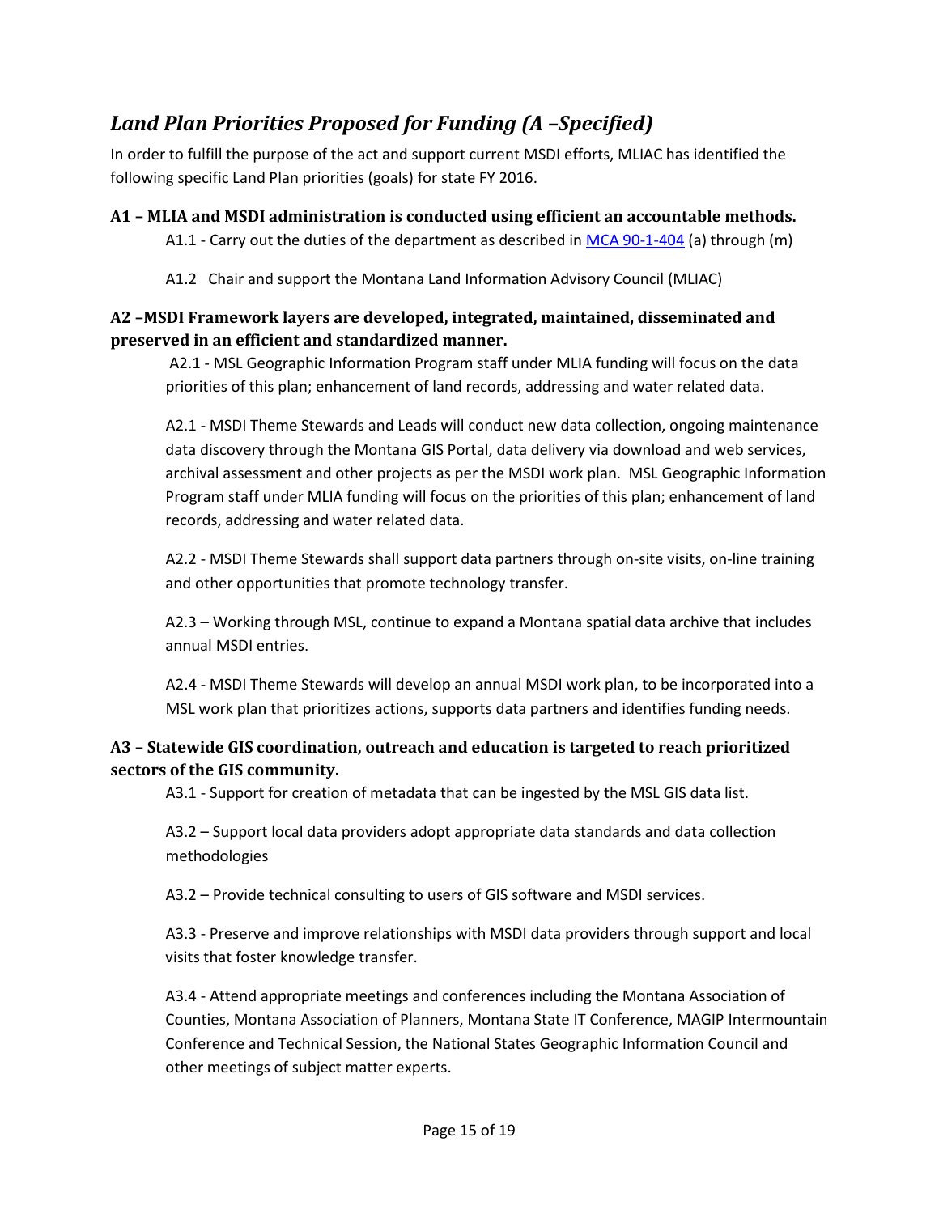## *Land Plan Priorities Proposed for Funding (A –Specified)*

In order to fulfill the purpose of the act and support current MSDI efforts, MLIAC has identified the following specific Land Plan priorities (goals) for state FY 2016.

### A1 – MLIA and MSDI administration is conducted using efficient an accountable methods.

A1.1 - Carry out the duties of the department as described in MCA 90-1-404 (a) through (m)

A1.2 Chair and support the Montana Land Information Advisory Council (MLIAC)

### A2 –MSDI Framework layers are developed, integrated, maintained, disseminated and preserved in an efficient and standardized manner.

A2.1 - MSL Geographic Information Program staff under MLIA funding will focus on the data priorities of this plan; enhancement of land records, addressing and water related data.

A2.1 - MSDI Theme Stewards and Leads will conduct new data collection, ongoing maintenance data discovery through the Montana GIS Portal, data delivery via download and web services, archival assessment and other projects as per the MSDI work plan. MSL Geographic Information Program staff under MLIA funding will focus on the priorities of this plan; enhancement of land records, addressing and water related data.

A2.2 - MSDI Theme Stewards shall support data partners through on-site visits, on-line training and other opportunities that promote technology transfer.

A2.3 – Working through MSL, continue to expand a Montana spatial data archive that includes annual MSDI entries.

A2.4 - MSDI Theme Stewards will develop an annual MSDI work plan, to be incorporated into a MSL work plan that prioritizes actions, supports data partners and identifies funding needs.

### A3 – Statewide GIS coordination, outreach and education is targeted to reach prioritized sectors of the GIS community.

A3.1 - Support for creation of metadata that can be ingested by the MSL GIS data list.

A3.2 – Support local data providers adopt appropriate data standards and data collection methodologies

A3.2 – Provide technical consulting to users of GIS software and MSDI services.

A3.3 - Preserve and improve relationships with MSDI data providers through support and local visits that foster knowledge transfer.

A3.4 - Attend appropriate meetings and conferences including the Montana Association of Counties, Montana Association of Planners, Montana State IT Conference, MAGIP Intermountain Conference and Technical Session, the National States Geographic Information Council and other meetings of subject matter experts.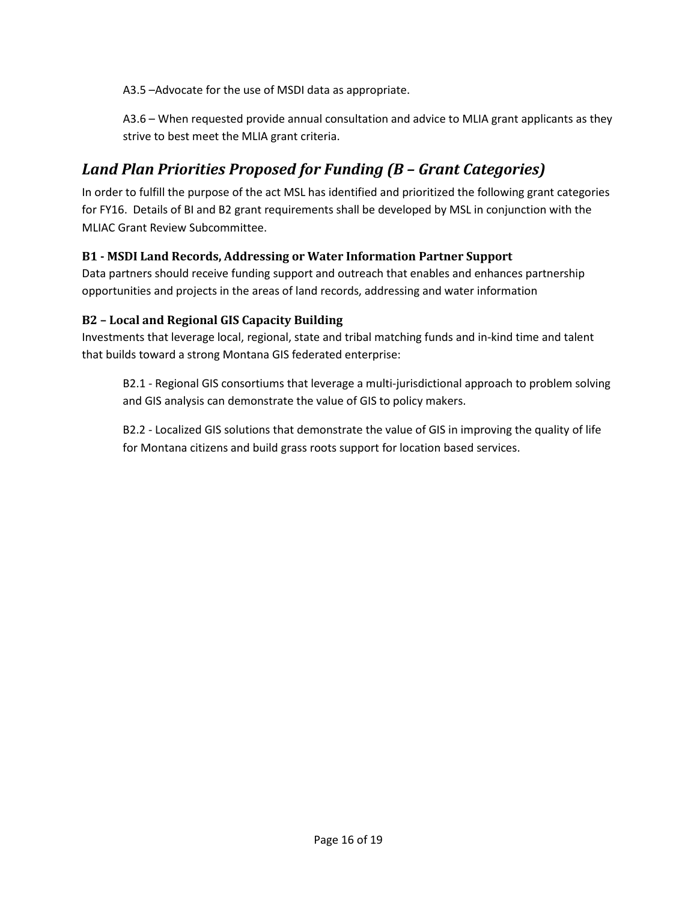A3.5 –Advocate for the use of MSDI data as appropriate.

A3.6 – When requested provide annual consultation and advice to MLIA grant applicants as they strive to best meet the MLIA grant criteria.

## *Land Plan Priorities Proposed for Funding (B – Grant Categories)*

In order to fulfill the purpose of the act MSL has identified and prioritized the following grant categories for FY16. Details of BI and B2 grant requirements shall be developed by MSL in conjunction with the MLIAC Grant Review Subcommittee.

### B1 - MSDI Land Records, Addressing or Water Information Partner Support

Data partners should receive funding support and outreach that enables and enhances partnership opportunities and projects in the areas of land records, addressing and water information

### B2 – Local and Regional GIS Capacity Building

Investments that leverage local, regional, state and tribal matching funds and in-kind time and talent that builds toward a strong Montana GIS federated enterprise:

B2.1 - Regional GIS consortiums that leverage a multi-jurisdictional approach to problem solving and GIS analysis can demonstrate the value of GIS to policy makers.

B2.2 - Localized GIS solutions that demonstrate the value of GIS in improving the quality of life for Montana citizens and build grass roots support for location based services.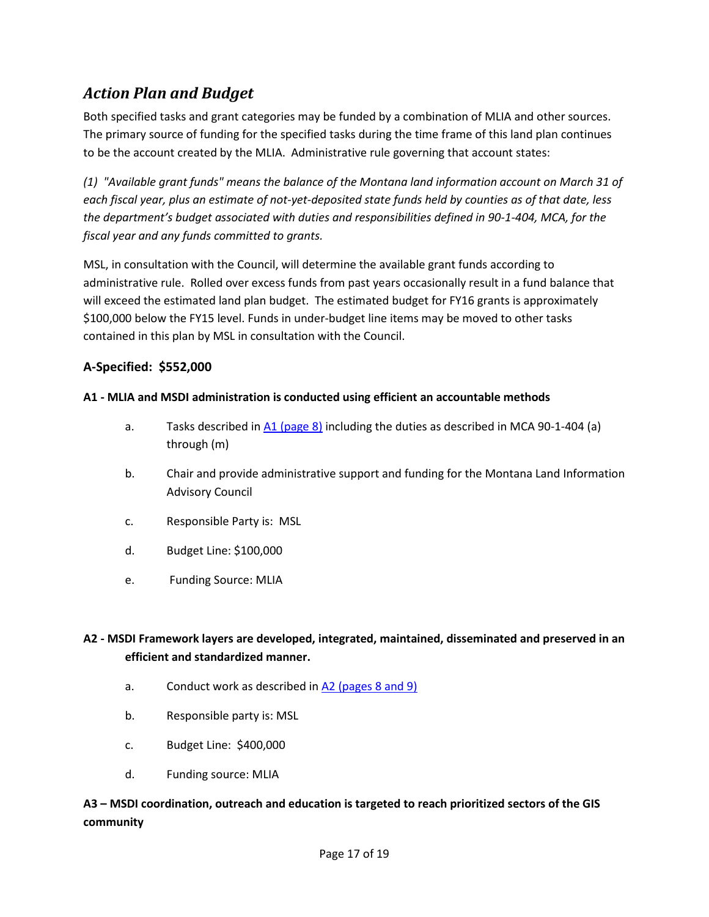## *Action Plan and Budget*

Both specified tasks and grant categories may be funded by a combination of MLIA and other sources. The primary source of funding for the specified tasks during the time frame of this land plan continues to be the account created by the MLIA. Administrative rule governing that account states:

*(1) "Available grant funds" means the balance of the Montana land information account on March 31 of each fiscal year, plus an estimate of not-yet-deposited state funds held by counties as of that date, less the department's budget associated with duties and responsibilities defined in 90-1-404, MCA, for the fiscal year and any funds committed to grants.*

MSL, in consultation with the Council, will determine the available grant funds according to administrative rule. Rolled over excess funds from past years occasionally result in a fund balance that will exceed the estimated land plan budget. The estimated budget for FY16 grants is approximately $100,000 below the FY15 level. Funds in under-budget line items may be moved to other tasks contained in this plan by MSL in consultation with the Council.

### A-Specified: $552,000

**A1 - MLIA and MSDI administration is conducted using efficient an accountable methods**

a. Tasks described in A1 (page 8) including the duties as described in MCA 90-1-404 (a) through (m)

b. Chair and provide administrative support and funding for the Montana Land Information Advisory Council

c. Responsible Party is: MSL

d. Budget Line: $100,000

e. Funding Source: MLIA

**A2 - MSDI Framework layers are developed, integrated, maintained, disseminated and preserved in an efficient and standardized manner.**

a. Conduct work as described in A2 (pages 8 and 9)

b. Responsible party is: MSL

c. Budget Line: $400,000

d. Funding source: MLIA

**A3 – MSDI coordination, outreach and education is targeted to reach prioritized sectors of the GIS community**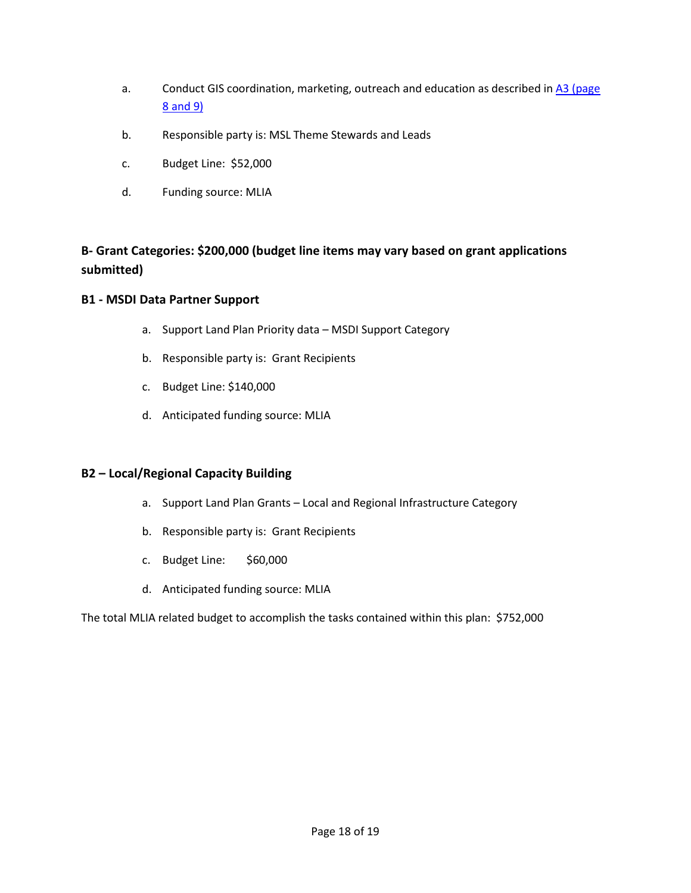a. Conduct GIS coordination, marketing, outreach and education as described in [A3 (page 8 and 9)]

b. Responsible party is: MSL Theme Stewards and Leads

c. Budget Line: $52,000

d. Funding source: MLIA

## B- Grant Categories: $200,000 (budget line items may vary based on grant applications submitted)

### B1 - MSDI Data Partner Support

a. Support Land Plan Priority data – MSDI Support Category

b. Responsible party is: Grant Recipients

c. Budget Line: $140,000

d. Anticipated funding source: MLIA

### B2 – Local/Regional Capacity Building

a. Support Land Plan Grants – Local and Regional Infrastructure Category

b. Responsible party is: Grant Recipients

c. Budget Line: $60,000

d. Anticipated funding source: MLIA

The total MLIA related budget to accomplish the tasks contained within this plan: $752,000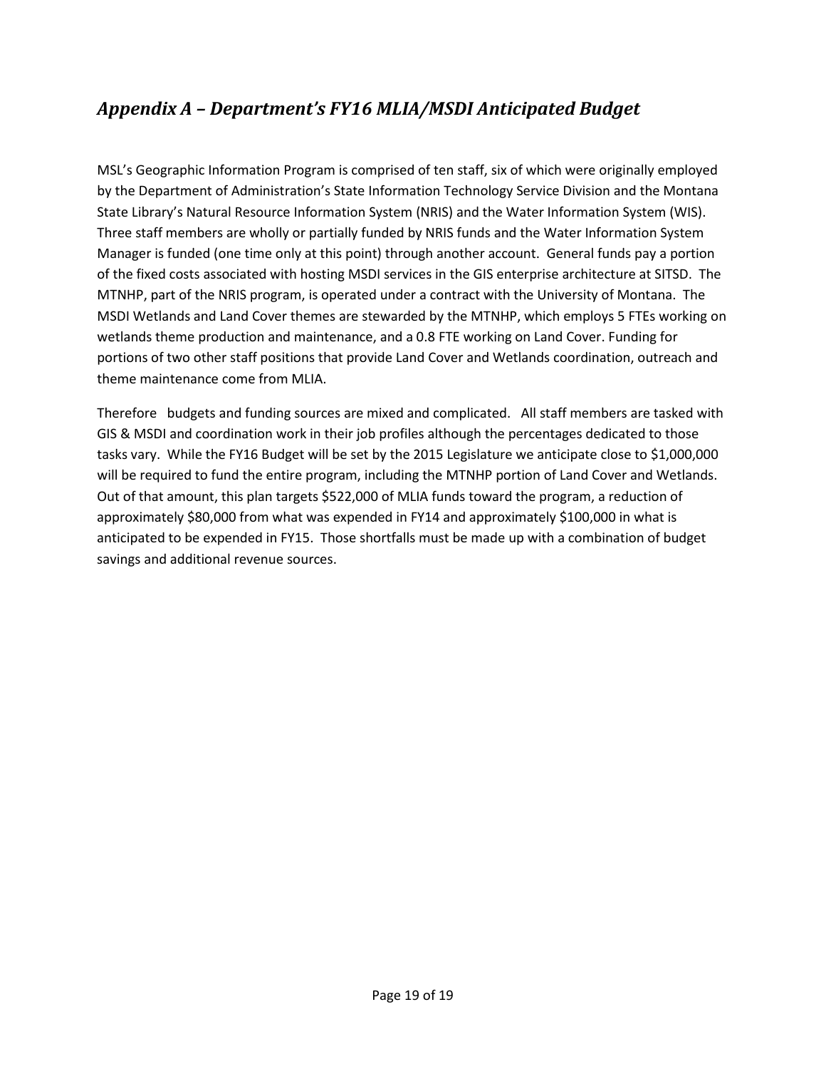## *Appendix A – Department's FY16 MLIA/MSDI Anticipated Budget*

MSL's Geographic Information Program is comprised of ten staff, six of which were originally employed by the Department of Administration's State Information Technology Service Division and the Montana State Library's Natural Resource Information System (NRIS) and the Water Information System (WIS). Three staff members are wholly or partially funded by NRIS funds and the Water Information System Manager is funded (one time only at this point) through another account. General funds pay a portion of the fixed costs associated with hosting MSDI services in the GIS enterprise architecture at SITSD. The MTNHP, part of the NRIS program, is operated under a contract with the University of Montana. The MSDI Wetlands and Land Cover themes are stewarded by the MTNHP, which employs 5 FTEs working on wetlands theme production and maintenance, and a 0.8 FTE working on Land Cover. Funding for portions of two other staff positions that provide Land Cover and Wetlands coordination, outreach and theme maintenance come from MLIA.

Therefore budgets and funding sources are mixed and complicated. All staff members are tasked with GIS & MSDI and coordination work in their job profiles although the percentages dedicated to those tasks vary. While the FY16 Budget will be set by the 2015 Legislature we anticipate close to $1,000,000 will be required to fund the entire program, including the MTNHP portion of Land Cover and Wetlands. Out of that amount, this plan targets $522,000 of MLIA funds toward the program, a reduction of approximately $80,000 from what was expended in FY14 and approximately $100,000 in what is anticipated to be expended in FY15. Those shortfalls must be made up with a combination of budget savings and additional revenue sources.